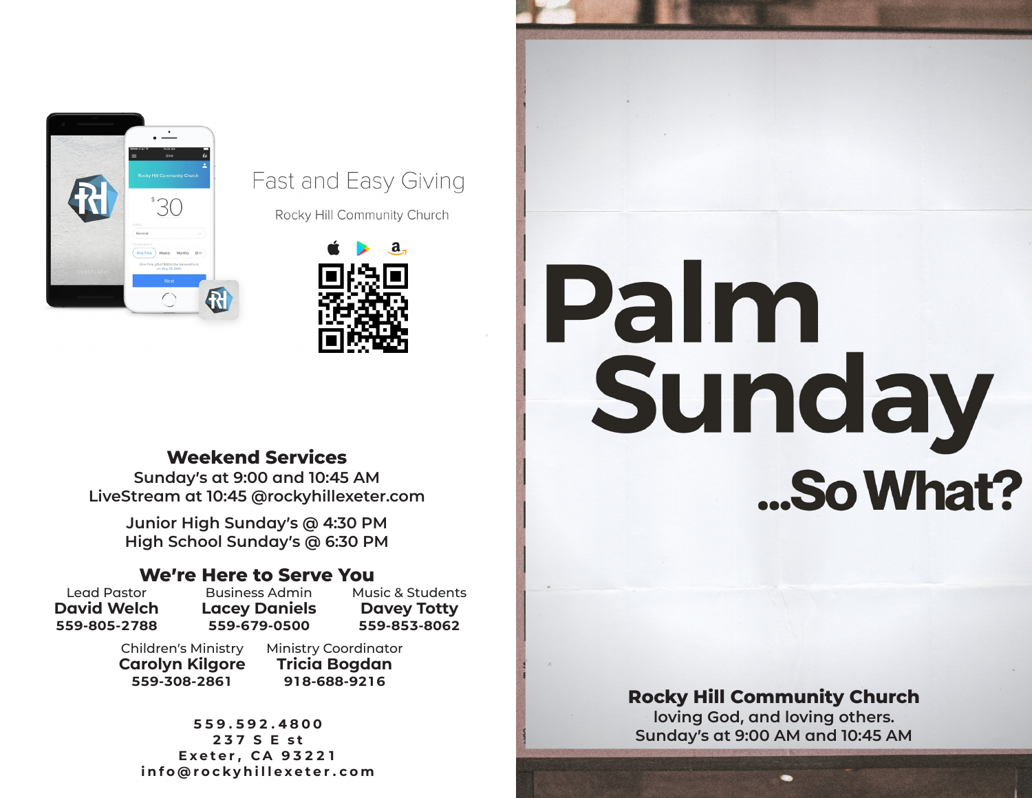Fast and Easy Giving

Rocky Hill Community Church

## Weekend Services

Sunday's at 9:00 and 10:45 AM
LiveStream at 10:45 @rockyhillexeter.com

Junior High Sunday's @ 4:30 PM
High School Sunday's @ 6:30 PM

## We're Here to Serve You

Lead Pastor
**David Welch**
**559-805-2788**

Business Admin
**Lacey Daniels**
**559-679-0500**

Music & Students
**Davey Totty**
**559-853-8062**

Children's Ministry
**Carolyn Kilgore**
**559-308-2861**

Ministry Coordinator
**Tricia Bogdan**
**918-688-9216**

**559.592.4800**
**237 S E st**
**Exeter, CA 93221**
**info@rockyhillexeter.com**

# Palm Sunday

## ...So What?

**Rocky Hill Community Church**
loving God, and loving others.
Sunday's at 9:00 AM and 10:45 AM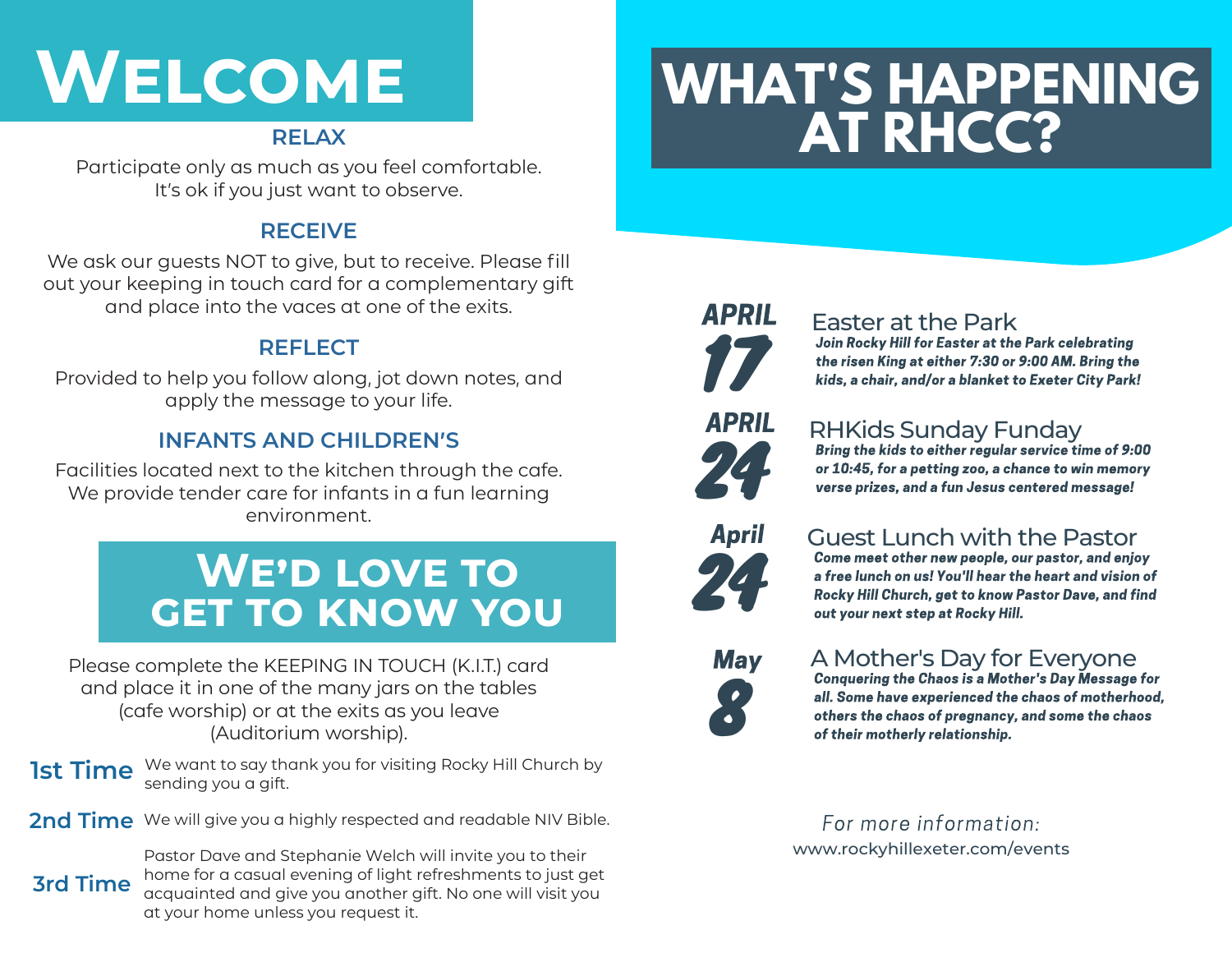# Welcome

### RELAX

Participate only as much as you feel comfortable. It's ok if you just want to observe.

### RECEIVE

We ask our guests NOT to give, but to receive. Please fill out your keeping in touch card for a complementary gift and place into the vaces at one of the exits.

### REFLECT

Provided to help you follow along, jot down notes, and apply the message to your life.

### INFANTS AND CHILDREN'S

Facilities located next to the kitchen through the cafe. We provide tender care for infants in a fun learning environment.

# We'd love to get to know you

Please complete the KEEPING IN TOUCH (K.I.T.) card and place it in one of the many jars on the tables (cafe worship) or at the exits as you leave (Auditorium worship).

**1st Time** We want to say thank you for visiting Rocky Hill Church by sending you a gift.

**2nd Time** We will give you a highly respected and readable NIV Bible.

**3rd Time** Pastor Dave and Stephanie Welch will invite you to their home for a casual evening of light refreshments to just get acquainted and give you another gift. No one will visit you at your home unless you request it.

# WHAT'S HAPPENING AT RHCC?

**APRIL 17**

### Easter at the Park

*Join Rocky Hill for Easter at the Park celebrating the risen King at either 7:30 or 9:00 AM. Bring the kids, a chair, and/or a blanket to Exeter City Park!*

**APRIL 24**

### RHKids Sunday Funday

*Bring the kids to either regular service time of 9:00 or 10:45, for a petting zoo, a chance to win memory verse prizes, and a fun Jesus centered message!*

**April 24**

### Guest Lunch with the Pastor

*Come meet other new people, our pastor, and enjoy a free lunch on us! You'll hear the heart and vision of Rocky Hill Church, get to know Pastor Dave, and find out your next step at Rocky Hill.*

**May 8**

### A Mother's Day for Everyone

*Conquering the Chaos is a Mother's Day Message for all. Some have experienced the chaos of motherhood, others the chaos of pregnancy, and some the chaos of their motherly relationship.*

*For more information:*
www.rockyhillexeter.com/events